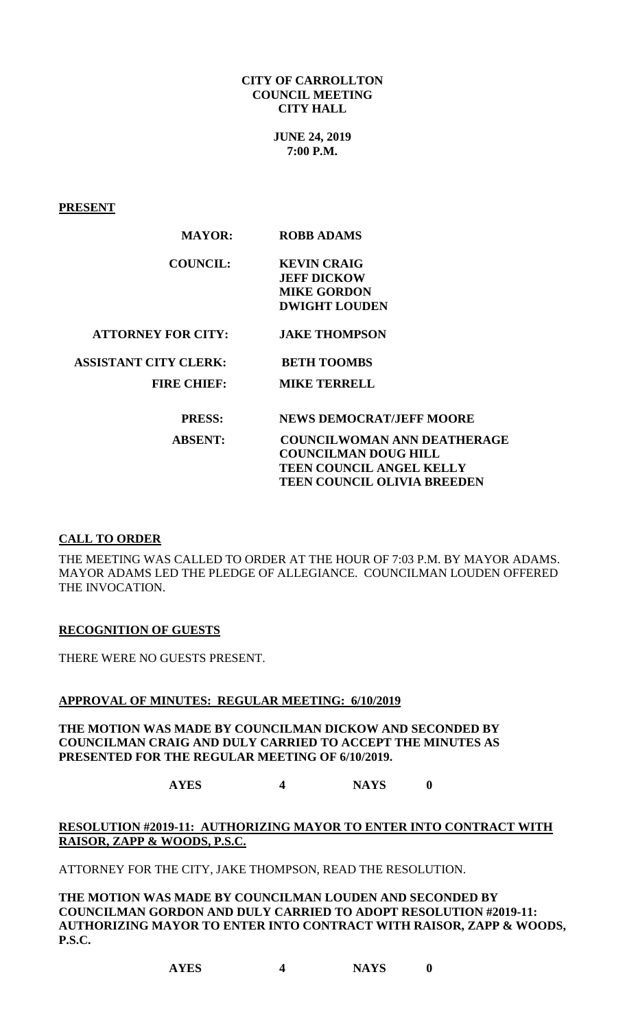**CITY OF CARROLLTON**
**COUNCIL MEETING**
**CITY HALL**

**JUNE 24, 2019**
**7:00 P.M.**

**PRESENT**

| | |
|---|---|
| **MAYOR:** | **ROBB ADAMS** |
| **COUNCIL:** | **KEVIN CRAIG**<br>**JEFF DICKOW**<br>**MIKE GORDON**<br>**DWIGHT LOUDEN** |
| **ATTORNEY FOR CITY:** | **JAKE THOMPSON** |
| **ASSISTANT CITY CLERK:** | **BETH TOOMBS** |
| **FIRE CHIEF:** | **MIKE TERRELL** |
| **PRESS:** | **NEWS DEMOCRAT/JEFF MOORE** |
| **ABSENT:** | **COUNCILWOMAN ANN DEATHERAGE**<br>**COUNCILMAN DOUG HILL**<br>**TEEN COUNCIL ANGEL KELLY**<br>**TEEN COUNCIL OLIVIA BREEDEN** |

**CALL TO ORDER**

THE MEETING WAS CALLED TO ORDER AT THE HOUR OF 7:03 P.M. BY MAYOR ADAMS. MAYOR ADAMS LED THE PLEDGE OF ALLEGIANCE. COUNCILMAN LOUDEN OFFERED THE INVOCATION.

**RECOGNITION OF GUESTS**

THERE WERE NO GUESTS PRESENT.

**APPROVAL OF MINUTES: REGULAR MEETING: 6/10/2019**

**THE MOTION WAS MADE BY COUNCILMAN DICKOW AND SECONDED BY COUNCILMAN CRAIG AND DULY CARRIED TO ACCEPT THE MINUTES AS PRESENTED FOR THE REGULAR MEETING OF 6/10/2019.**

**AYES 4 NAYS 0**

**RESOLUTION #2019-11: AUTHORIZING MAYOR TO ENTER INTO CONTRACT WITH RAISOR, ZAPP & WOODS, P.S.C.**

ATTORNEY FOR THE CITY, JAKE THOMPSON, READ THE RESOLUTION.

**THE MOTION WAS MADE BY COUNCILMAN LOUDEN AND SECONDED BY COUNCILMAN GORDON AND DULY CARRIED TO ADOPT RESOLUTION #2019-11: AUTHORIZING MAYOR TO ENTER INTO CONTRACT WITH RAISOR, ZAPP & WOODS, P.S.C.**

**AYES 4 NAYS 0**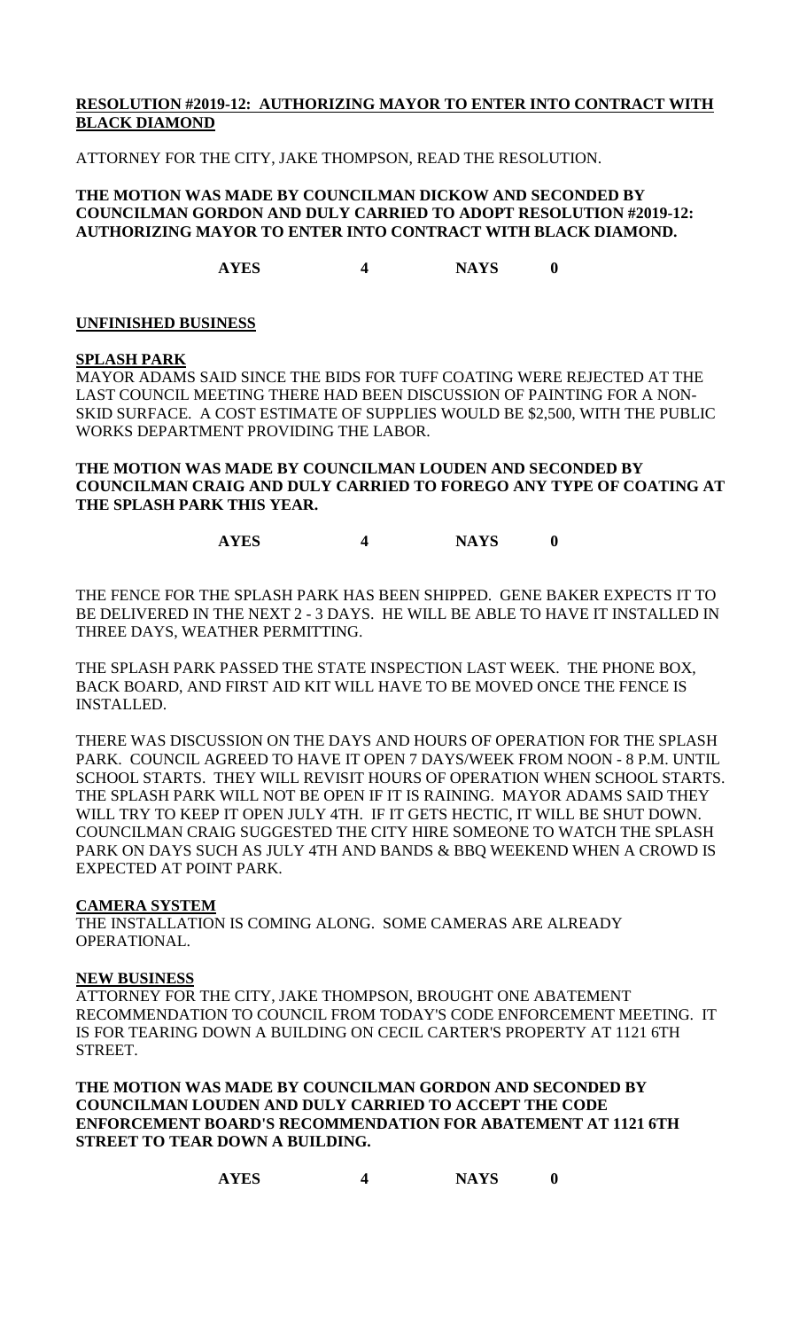**RESOLUTION #2019-12: AUTHORIZING MAYOR TO ENTER INTO CONTRACT WITH BLACK DIAMOND**

ATTORNEY FOR THE CITY, JAKE THOMPSON, READ THE RESOLUTION.

**THE MOTION WAS MADE BY COUNCILMAN DICKOW AND SECONDED BY COUNCILMAN GORDON AND DULY CARRIED TO ADOPT RESOLUTION #2019-12: AUTHORIZING MAYOR TO ENTER INTO CONTRACT WITH BLACK DIAMOND.**

**AYES 4 NAYS 0**

**UNFINISHED BUSINESS**

**SPLASH PARK**

MAYOR ADAMS SAID SINCE THE BIDS FOR TUFF COATING WERE REJECTED AT THE LAST COUNCIL MEETING THERE HAD BEEN DISCUSSION OF PAINTING FOR A NON-SKID SURFACE. A COST ESTIMATE OF SUPPLIES WOULD BE $2,500, WITH THE PUBLIC WORKS DEPARTMENT PROVIDING THE LABOR.

**THE MOTION WAS MADE BY COUNCILMAN LOUDEN AND SECONDED BY COUNCILMAN CRAIG AND DULY CARRIED TO FOREGO ANY TYPE OF COATING AT THE SPLASH PARK THIS YEAR.**

**AYES 4 NAYS 0**

THE FENCE FOR THE SPLASH PARK HAS BEEN SHIPPED. GENE BAKER EXPECTS IT TO BE DELIVERED IN THE NEXT 2 - 3 DAYS. HE WILL BE ABLE TO HAVE IT INSTALLED IN THREE DAYS, WEATHER PERMITTING.

THE SPLASH PARK PASSED THE STATE INSPECTION LAST WEEK. THE PHONE BOX, BACK BOARD, AND FIRST AID KIT WILL HAVE TO BE MOVED ONCE THE FENCE IS INSTALLED.

THERE WAS DISCUSSION ON THE DAYS AND HOURS OF OPERATION FOR THE SPLASH PARK. COUNCIL AGREED TO HAVE IT OPEN 7 DAYS/WEEK FROM NOON - 8 P.M. UNTIL SCHOOL STARTS. THEY WILL REVISIT HOURS OF OPERATION WHEN SCHOOL STARTS. THE SPLASH PARK WILL NOT BE OPEN IF IT IS RAINING. MAYOR ADAMS SAID THEY WILL TRY TO KEEP IT OPEN JULY 4TH. IF IT GETS HECTIC, IT WILL BE SHUT DOWN. COUNCILMAN CRAIG SUGGESTED THE CITY HIRE SOMEONE TO WATCH THE SPLASH PARK ON DAYS SUCH AS JULY 4TH AND BANDS & BBQ WEEKEND WHEN A CROWD IS EXPECTED AT POINT PARK.

**CAMERA SYSTEM**

THE INSTALLATION IS COMING ALONG. SOME CAMERAS ARE ALREADY OPERATIONAL.

**NEW BUSINESS**

ATTORNEY FOR THE CITY, JAKE THOMPSON, BROUGHT ONE ABATEMENT RECOMMENDATION TO COUNCIL FROM TODAY'S CODE ENFORCEMENT MEETING. IT IS FOR TEARING DOWN A BUILDING ON CECIL CARTER'S PROPERTY AT 1121 6TH STREET.

**THE MOTION WAS MADE BY COUNCILMAN GORDON AND SECONDED BY COUNCILMAN LOUDEN AND DULY CARRIED TO ACCEPT THE CODE ENFORCEMENT BOARD'S RECOMMENDATION FOR ABATEMENT AT 1121 6TH STREET TO TEAR DOWN A BUILDING.**

**AYES 4 NAYS 0**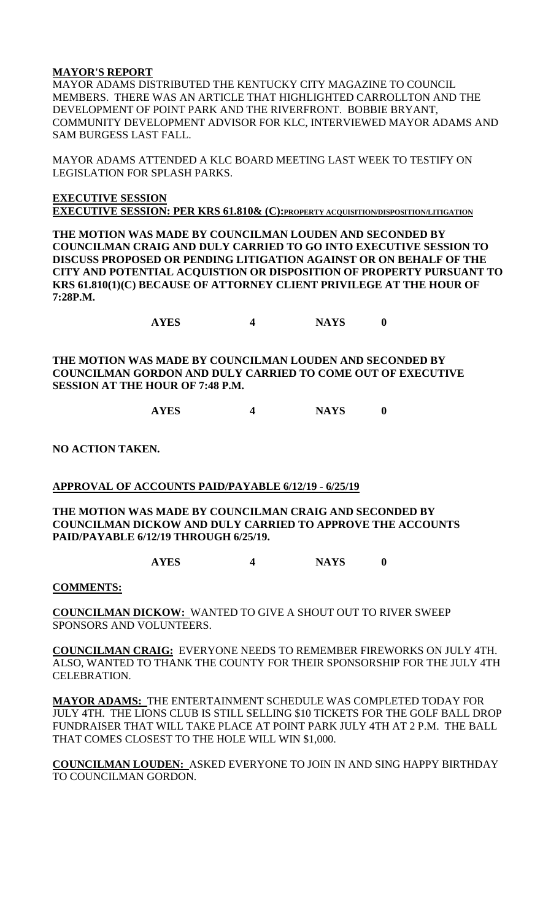**MAYOR'S REPORT**

MAYOR ADAMS DISTRIBUTED THE KENTUCKY CITY MAGAZINE TO COUNCIL MEMBERS. THERE WAS AN ARTICLE THAT HIGHLIGHTED CARROLLTON AND THE DEVELOPMENT OF POINT PARK AND THE RIVERFRONT. BOBBIE BRYANT, COMMUNITY DEVELOPMENT ADVISOR FOR KLC, INTERVIEWED MAYOR ADAMS AND SAM BURGESS LAST FALL.

MAYOR ADAMS ATTENDED A KLC BOARD MEETING LAST WEEK TO TESTIFY ON LEGISLATION FOR SPLASH PARKS.

**EXECUTIVE SESSION**

**EXECUTIVE SESSION: PER KRS 61.810& (C):PROPERTY ACQUISITION/DISPOSITION/LITIGATION**

**THE MOTION WAS MADE BY COUNCILMAN LOUDEN AND SECONDED BY COUNCILMAN CRAIG AND DULY CARRIED TO GO INTO EXECUTIVE SESSION TO DISCUSS PROPOSED OR PENDING LITIGATION AGAINST OR ON BEHALF OF THE CITY AND POTENTIAL ACQUISTION OR DISPOSITION OF PROPERTY PURSUANT TO KRS 61.810(1)(C) BECAUSE OF ATTORNEY CLIENT PRIVILEGE AT THE HOUR OF 7:28P.M.**

**AYES 4 NAYS 0**

**THE MOTION WAS MADE BY COUNCILMAN LOUDEN AND SECONDED BY COUNCILMAN GORDON AND DULY CARRIED TO COME OUT OF EXECUTIVE SESSION AT THE HOUR OF 7:48 P.M.**

**AYES 4 NAYS 0**

**NO ACTION TAKEN.**

**APPROVAL OF ACCOUNTS PAID/PAYABLE 6/12/19 - 6/25/19**

**THE MOTION WAS MADE BY COUNCILMAN CRAIG AND SECONDED BY COUNCILMAN DICKOW AND DULY CARRIED TO APPROVE THE ACCOUNTS PAID/PAYABLE 6/12/19 THROUGH 6/25/19.**

**AYES 4 NAYS 0**

**COMMENTS:**

**COUNCILMAN DICKOW:** WANTED TO GIVE A SHOUT OUT TO RIVER SWEEP SPONSORS AND VOLUNTEERS.

**COUNCILMAN CRAIG:** EVERYONE NEEDS TO REMEMBER FIREWORKS ON JULY 4TH. ALSO, WANTED TO THANK THE COUNTY FOR THEIR SPONSORSHIP FOR THE JULY 4TH CELEBRATION.

**MAYOR ADAMS:** THE ENTERTAINMENT SCHEDULE WAS COMPLETED TODAY FOR JULY 4TH. THE LIONS CLUB IS STILL SELLING $10 TICKETS FOR THE GOLF BALL DROP FUNDRAISER THAT WILL TAKE PLACE AT POINT PARK JULY 4TH AT 2 P.M. THE BALL THAT COMES CLOSEST TO THE HOLE WILL WIN $1,000.

**COUNCILMAN LOUDEN:** ASKED EVERYONE TO JOIN IN AND SING HAPPY BIRTHDAY TO COUNCILMAN GORDON.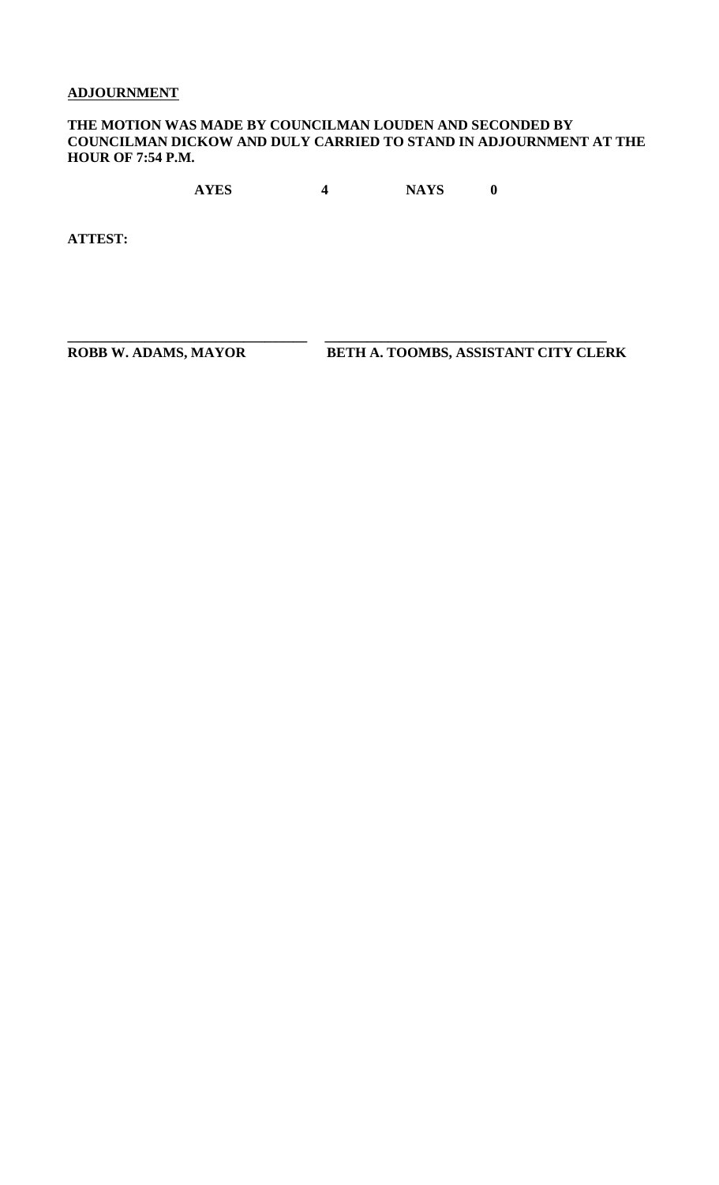**ADJOURNMENT**

**THE MOTION WAS MADE BY COUNCILMAN LOUDEN AND SECONDED BY COUNCILMAN DICKOW AND DULY CARRIED TO STAND IN ADJOURNMENT AT THE HOUR OF 7:54 P.M.**

**AYES 4 NAYS 0**

**ATTEST:**

| | |
|---|---|
| _______________________________ | ____________________________________ |
| **ROBB W. ADAMS, MAYOR** | **BETH A. TOOMBS, ASSISTANT CITY CLERK** |